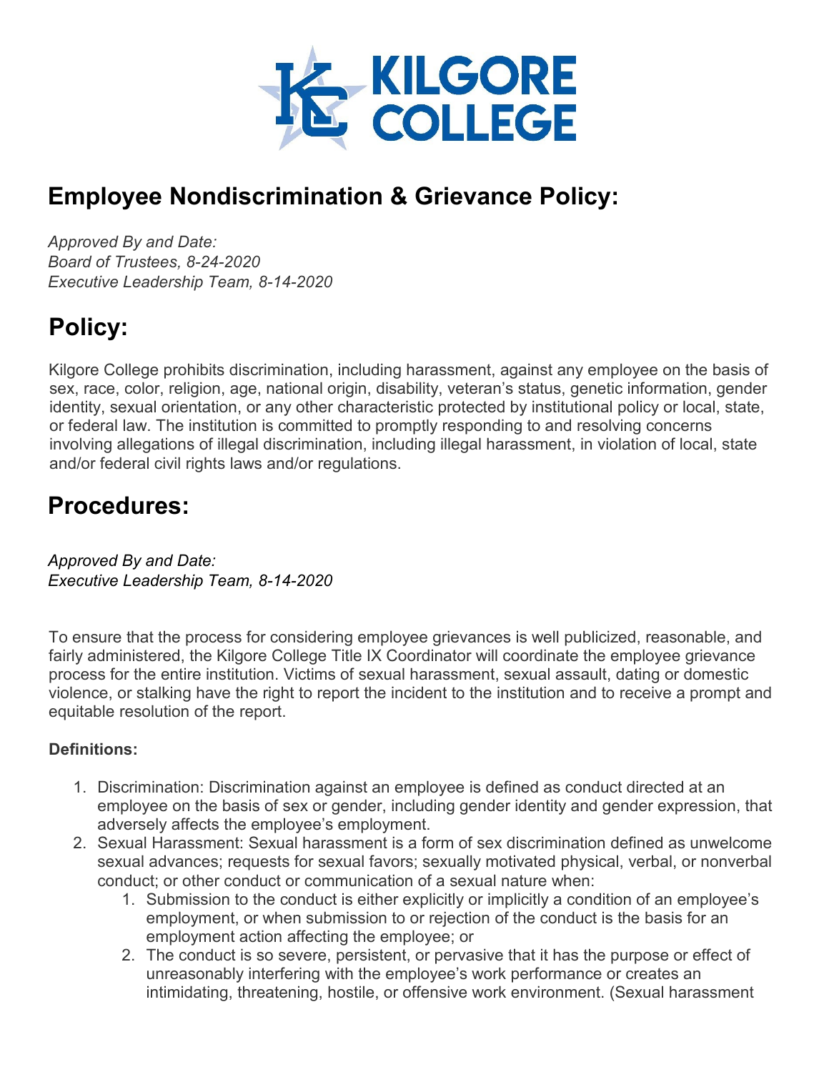KILGORE COLLEGE

# Employee Nondiscrimination & Grievance Policy:

*Approved By and Date:*
*Board of Trustees, 8-24-2020*
*Executive Leadership Team, 8-14-2020*

# Policy:

Kilgore College prohibits discrimination, including harassment, against any employee on the basis of sex, race, color, religion, age, national origin, disability, veteran's status, genetic information, gender identity, sexual orientation, or any other characteristic protected by institutional policy or local, state, or federal law. The institution is committed to promptly responding to and resolving concerns involving allegations of illegal discrimination, including illegal harassment, in violation of local, state and/or federal civil rights laws and/or regulations.

# Procedures:

*Approved By and Date:*
*Executive Leadership Team, 8-14-2020*

To ensure that the process for considering employee grievances is well publicized, reasonable, and fairly administered, the Kilgore College Title IX Coordinator will coordinate the employee grievance process for the entire institution. Victims of sexual harassment, sexual assault, dating or domestic violence, or stalking have the right to report the incident to the institution and to receive a prompt and equitable resolution of the report.

**Definitions:**

1. Discrimination: Discrimination against an employee is defined as conduct directed at an employee on the basis of sex or gender, including gender identity and gender expression, that adversely affects the employee's employment.
2. Sexual Harassment: Sexual harassment is a form of sex discrimination defined as unwelcome sexual advances; requests for sexual favors; sexually motivated physical, verbal, or nonverbal conduct; or other conduct or communication of a sexual nature when:
    1. Submission to the conduct is either explicitly or implicitly a condition of an employee's employment, or when submission to or rejection of the conduct is the basis for an employment action affecting the employee; or
    2. The conduct is so severe, persistent, or pervasive that it has the purpose or effect of unreasonably interfering with the employee's work performance or creates an intimidating, threatening, hostile, or offensive work environment. (Sexual harassment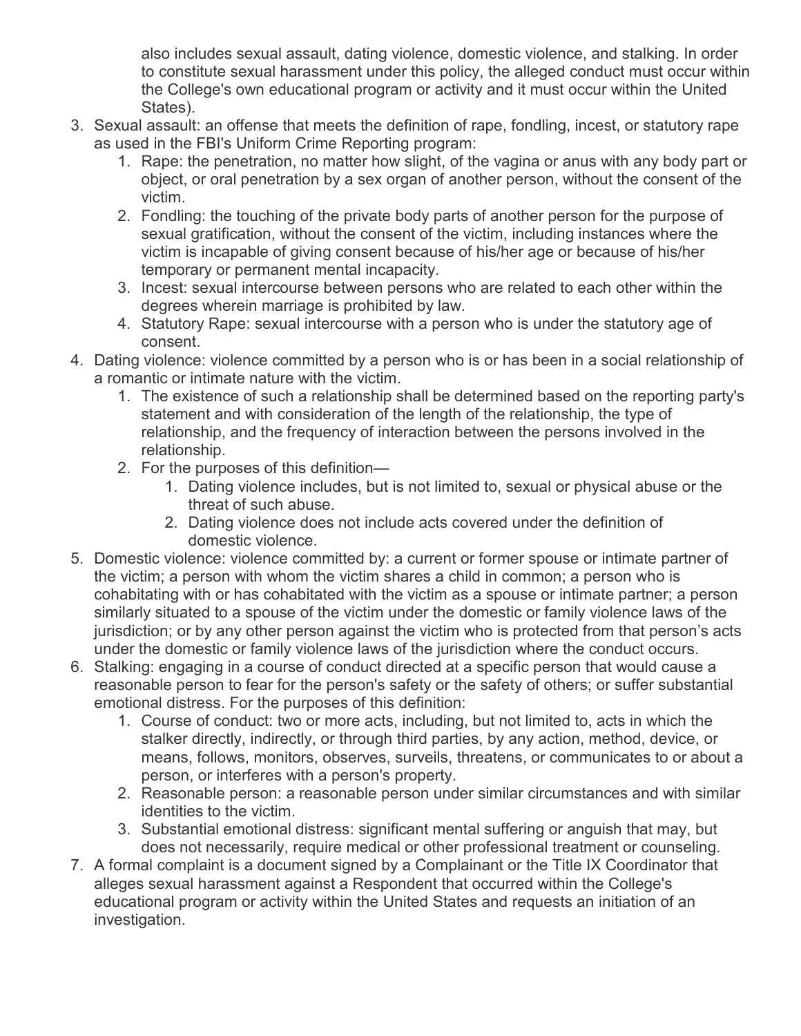also includes sexual assault, dating violence, domestic violence, and stalking. In order to constitute sexual harassment under this policy, the alleged conduct must occur within the College's own educational program or activity and it must occur within the United States).

3. Sexual assault: an offense that meets the definition of rape, fondling, incest, or statutory rape as used in the FBI's Uniform Crime Reporting program:
    1. Rape: the penetration, no matter how slight, of the vagina or anus with any body part or object, or oral penetration by a sex organ of another person, without the consent of the victim.
    2. Fondling: the touching of the private body parts of another person for the purpose of sexual gratification, without the consent of the victim, including instances where the victim is incapable of giving consent because of his/her age or because of his/her temporary or permanent mental incapacity.
    3. Incest: sexual intercourse between persons who are related to each other within the degrees wherein marriage is prohibited by law.
    4. Statutory Rape: sexual intercourse with a person who is under the statutory age of consent.
4. Dating violence: violence committed by a person who is or has been in a social relationship of a romantic or intimate nature with the victim.
    1. The existence of such a relationship shall be determined based on the reporting party's statement and with consideration of the length of the relationship, the type of relationship, and the frequency of interaction between the persons involved in the relationship.
    2. For the purposes of this definition—
        1. Dating violence includes, but is not limited to, sexual or physical abuse or the threat of such abuse.
        2. Dating violence does not include acts covered under the definition of domestic violence.
5. Domestic violence: violence committed by: a current or former spouse or intimate partner of the victim; a person with whom the victim shares a child in common; a person who is cohabitating with or has cohabitated with the victim as a spouse or intimate partner; a person similarly situated to a spouse of the victim under the domestic or family violence laws of the jurisdiction; or by any other person against the victim who is protected from that person's acts under the domestic or family violence laws of the jurisdiction where the conduct occurs.
6. Stalking: engaging in a course of conduct directed at a specific person that would cause a reasonable person to fear for the person's safety or the safety of others; or suffer substantial emotional distress. For the purposes of this definition:
    1. Course of conduct: two or more acts, including, but not limited to, acts in which the stalker directly, indirectly, or through third parties, by any action, method, device, or means, follows, monitors, observes, surveils, threatens, or communicates to or about a person, or interferes with a person's property.
    2. Reasonable person: a reasonable person under similar circumstances and with similar identities to the victim.
    3. Substantial emotional distress: significant mental suffering or anguish that may, but does not necessarily, require medical or other professional treatment or counseling.
7. A formal complaint is a document signed by a Complainant or the Title IX Coordinator that alleges sexual harassment against a Respondent that occurred within the College's educational program or activity within the United States and requests an initiation of an investigation.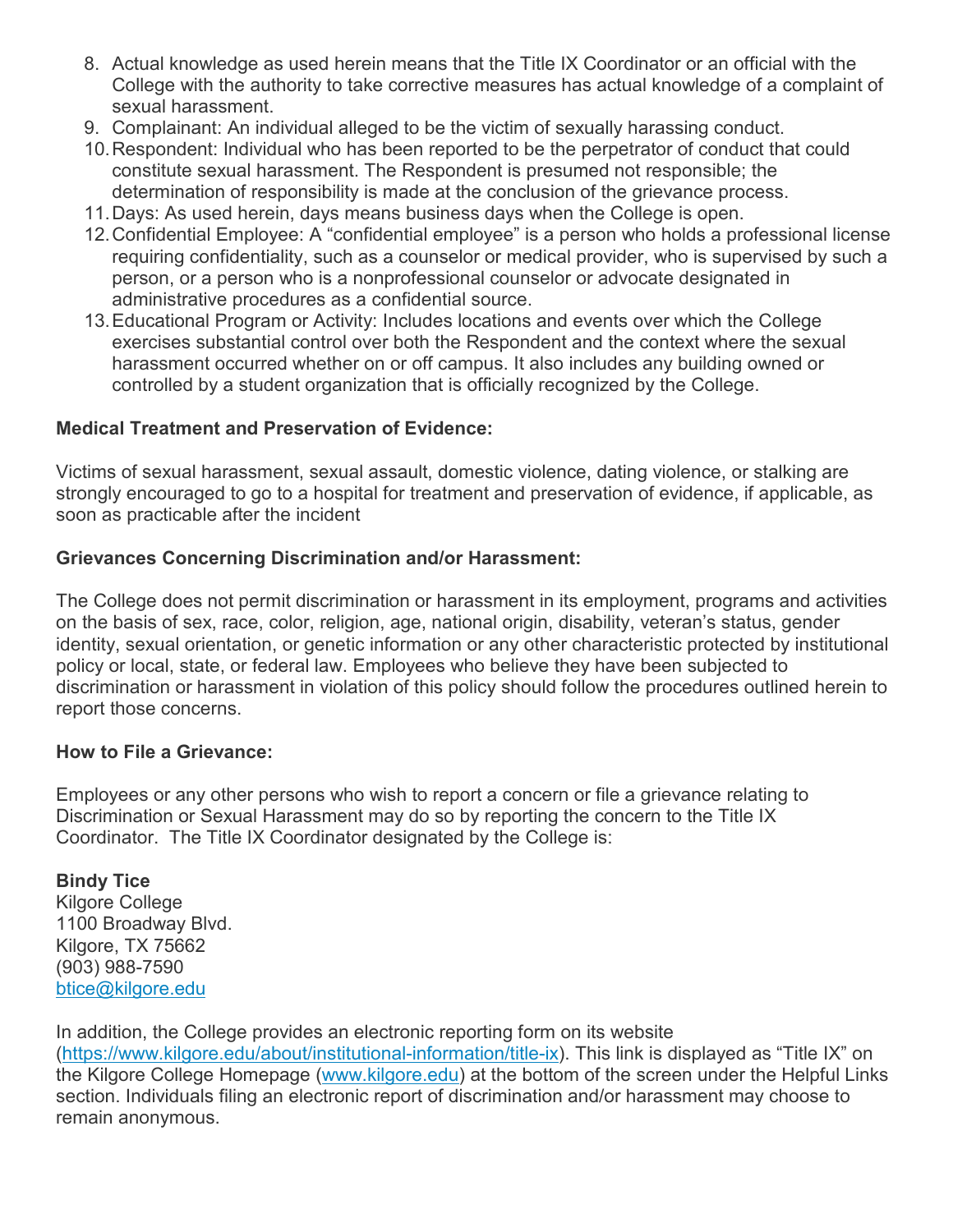8. Actual knowledge as used herein means that the Title IX Coordinator or an official with the College with the authority to take corrective measures has actual knowledge of a complaint of sexual harassment.
9. Complainant: An individual alleged to be the victim of sexually harassing conduct.
10. Respondent: Individual who has been reported to be the perpetrator of conduct that could constitute sexual harassment. The Respondent is presumed not responsible; the determination of responsibility is made at the conclusion of the grievance process.
11. Days: As used herein, days means business days when the College is open.
12. Confidential Employee: A "confidential employee" is a person who holds a professional license requiring confidentiality, such as a counselor or medical provider, who is supervised by such a person, or a person who is a nonprofessional counselor or advocate designated in administrative procedures as a confidential source.
13. Educational Program or Activity: Includes locations and events over which the College exercises substantial control over both the Respondent and the context where the sexual harassment occurred whether on or off campus. It also includes any building owned or controlled by a student organization that is officially recognized by the College.

**Medical Treatment and Preservation of Evidence:**

Victims of sexual harassment, sexual assault, domestic violence, dating violence, or stalking are strongly encouraged to go to a hospital for treatment and preservation of evidence, if applicable, as soon as practicable after the incident

**Grievances Concerning Discrimination and/or Harassment:**

The College does not permit discrimination or harassment in its employment, programs and activities on the basis of sex, race, color, religion, age, national origin, disability, veteran's status, gender identity, sexual orientation, or genetic information or any other characteristic protected by institutional policy or local, state, or federal law. Employees who believe they have been subjected to discrimination or harassment in violation of this policy should follow the procedures outlined herein to report those concerns.

**How to File a Grievance:**

Employees or any other persons who wish to report a concern or file a grievance relating to Discrimination or Sexual Harassment may do so by reporting the concern to the Title IX Coordinator. The Title IX Coordinator designated by the College is:

**Bindy Tice**
Kilgore College
1100 Broadway Blvd.
Kilgore, TX 75662
(903) 988-7590
btice@kilgore.edu

In addition, the College provides an electronic reporting form on its website (https://www.kilgore.edu/about/institutional-information/title-ix). This link is displayed as "Title IX" on the Kilgore College Homepage (www.kilgore.edu) at the bottom of the screen under the Helpful Links section. Individuals filing an electronic report of discrimination and/or harassment may choose to remain anonymous.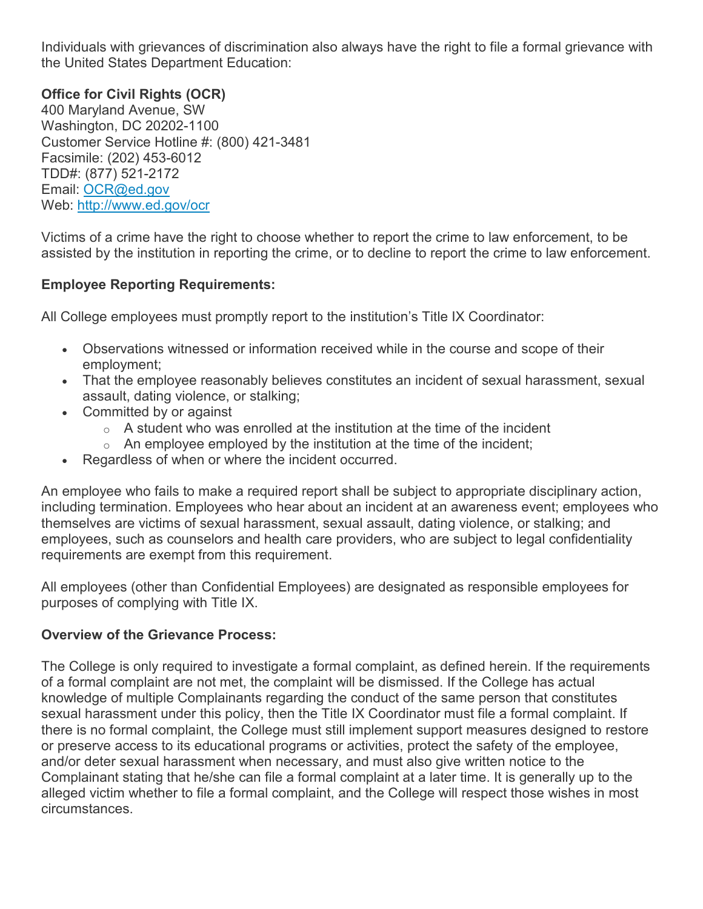Individuals with grievances of discrimination also always have the right to file a formal grievance with the United States Department Education:

**Office for Civil Rights (OCR)**
400 Maryland Avenue, SW
Washington, DC 20202-1100
Customer Service Hotline #: (800) 421-3481
Facsimile: (202) 453-6012
TDD#: (877) 521-2172
Email: [OCR@ed.gov](mailto:OCR@ed.gov)
Web: [http://www.ed.gov/ocr](http://www.ed.gov/ocr)

Victims of a crime have the right to choose whether to report the crime to law enforcement, to be assisted by the institution in reporting the crime, or to decline to report the crime to law enforcement.

**Employee Reporting Requirements:**

All College employees must promptly report to the institution's Title IX Coordinator:

- Observations witnessed or information received while in the course and scope of their employment;
- That the employee reasonably believes constitutes an incident of sexual harassment, sexual assault, dating violence, or stalking;
- Committed by or against
    - A student who was enrolled at the institution at the time of the incident
    - An employee employed by the institution at the time of the incident;
- Regardless of when or where the incident occurred.

An employee who fails to make a required report shall be subject to appropriate disciplinary action, including termination. Employees who hear about an incident at an awareness event; employees who themselves are victims of sexual harassment, sexual assault, dating violence, or stalking; and employees, such as counselors and health care providers, who are subject to legal confidentiality requirements are exempt from this requirement.

All employees (other than Confidential Employees) are designated as responsible employees for purposes of complying with Title IX.

**Overview of the Grievance Process:**

The College is only required to investigate a formal complaint, as defined herein. If the requirements of a formal complaint are not met, the complaint will be dismissed. If the College has actual knowledge of multiple Complainants regarding the conduct of the same person that constitutes sexual harassment under this policy, then the Title IX Coordinator must file a formal complaint. If there is no formal complaint, the College must still implement support measures designed to restore or preserve access to its educational programs or activities, protect the safety of the employee, and/or deter sexual harassment when necessary, and must also give written notice to the Complainant stating that he/she can file a formal complaint at a later time. It is generally up to the alleged victim whether to file a formal complaint, and the College will respect those wishes in most circumstances.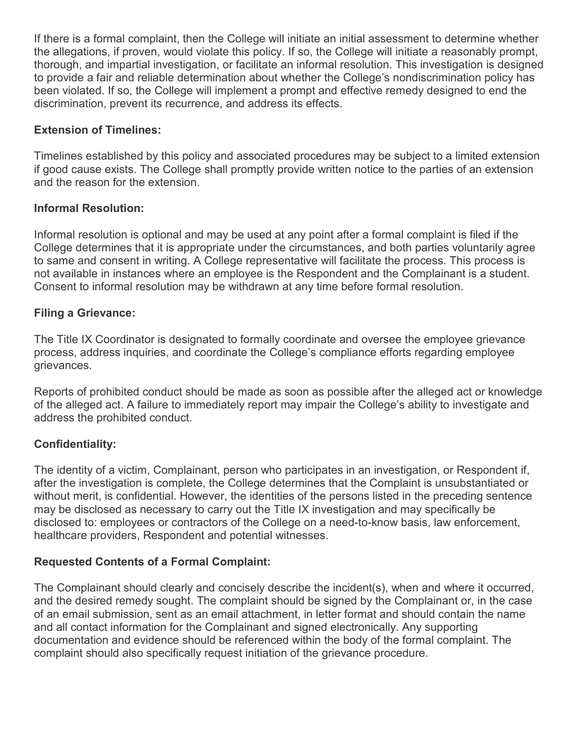If there is a formal complaint, then the College will initiate an initial assessment to determine whether the allegations, if proven, would violate this policy. If so, the College will initiate a reasonably prompt, thorough, and impartial investigation, or facilitate an informal resolution. This investigation is designed to provide a fair and reliable determination about whether the College's nondiscrimination policy has been violated. If so, the College will implement a prompt and effective remedy designed to end the discrimination, prevent its recurrence, and address its effects.

**Extension of Timelines:**

Timelines established by this policy and associated procedures may be subject to a limited extension if good cause exists. The College shall promptly provide written notice to the parties of an extension and the reason for the extension.

**Informal Resolution:**

Informal resolution is optional and may be used at any point after a formal complaint is filed if the College determines that it is appropriate under the circumstances, and both parties voluntarily agree to same and consent in writing. A College representative will facilitate the process. This process is not available in instances where an employee is the Respondent and the Complainant is a student. Consent to informal resolution may be withdrawn at any time before formal resolution.

**Filing a Grievance:**

The Title IX Coordinator is designated to formally coordinate and oversee the employee grievance process, address inquiries, and coordinate the College's compliance efforts regarding employee grievances.

Reports of prohibited conduct should be made as soon as possible after the alleged act or knowledge of the alleged act. A failure to immediately report may impair the College's ability to investigate and address the prohibited conduct.

**Confidentiality:**

The identity of a victim, Complainant, person who participates in an investigation, or Respondent if, after the investigation is complete, the College determines that the Complaint is unsubstantiated or without merit, is confidential. However, the identities of the persons listed in the preceding sentence may be disclosed as necessary to carry out the Title IX investigation and may specifically be disclosed to: employees or contractors of the College on a need-to-know basis, law enforcement, healthcare providers, Respondent and potential witnesses.

**Requested Contents of a Formal Complaint:**

The Complainant should clearly and concisely describe the incident(s), when and where it occurred, and the desired remedy sought. The complaint should be signed by the Complainant or, in the case of an email submission, sent as an email attachment, in letter format and should contain the name and all contact information for the Complainant and signed electronically. Any supporting documentation and evidence should be referenced within the body of the formal complaint. The complaint should also specifically request initiation of the grievance procedure.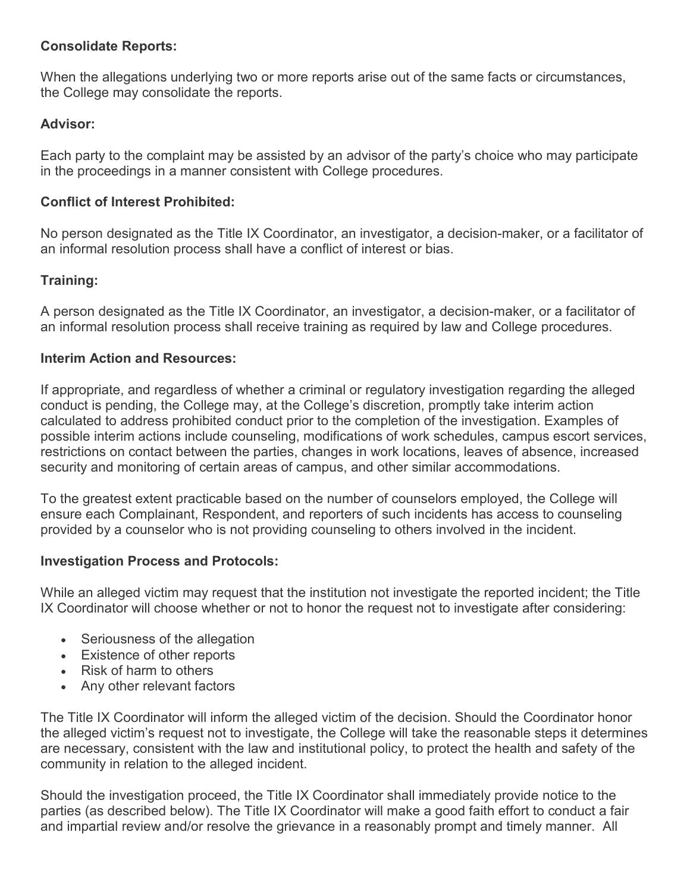**Consolidate Reports:**

When the allegations underlying two or more reports arise out of the same facts or circumstances, the College may consolidate the reports.

**Advisor:**

Each party to the complaint may be assisted by an advisor of the party's choice who may participate in the proceedings in a manner consistent with College procedures.

**Conflict of Interest Prohibited:**

No person designated as the Title IX Coordinator, an investigator, a decision-maker, or a facilitator of an informal resolution process shall have a conflict of interest or bias.

**Training:**

A person designated as the Title IX Coordinator, an investigator, a decision-maker, or a facilitator of an informal resolution process shall receive training as required by law and College procedures.

**Interim Action and Resources:**

If appropriate, and regardless of whether a criminal or regulatory investigation regarding the alleged conduct is pending, the College may, at the College's discretion, promptly take interim action calculated to address prohibited conduct prior to the completion of the investigation. Examples of possible interim actions include counseling, modifications of work schedules, campus escort services, restrictions on contact between the parties, changes in work locations, leaves of absence, increased security and monitoring of certain areas of campus, and other similar accommodations.

To the greatest extent practicable based on the number of counselors employed, the College will ensure each Complainant, Respondent, and reporters of such incidents has access to counseling provided by a counselor who is not providing counseling to others involved in the incident.

**Investigation Process and Protocols:**

While an alleged victim may request that the institution not investigate the reported incident; the Title IX Coordinator will choose whether or not to honor the request not to investigate after considering:

- Seriousness of the allegation
- Existence of other reports
- Risk of harm to others
- Any other relevant factors

The Title IX Coordinator will inform the alleged victim of the decision. Should the Coordinator honor the alleged victim's request not to investigate, the College will take the reasonable steps it determines are necessary, consistent with the law and institutional policy, to protect the health and safety of the community in relation to the alleged incident.

Should the investigation proceed, the Title IX Coordinator shall immediately provide notice to the parties (as described below). The Title IX Coordinator will make a good faith effort to conduct a fair and impartial review and/or resolve the grievance in a reasonably prompt and timely manner. All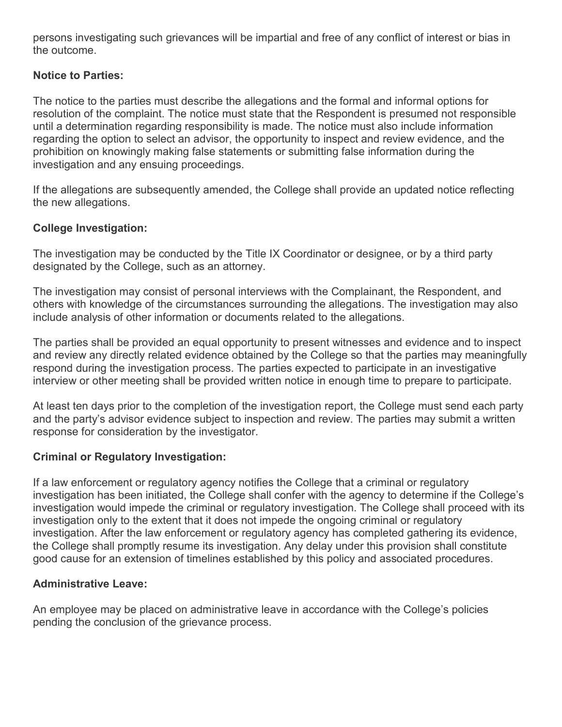persons investigating such grievances will be impartial and free of any conflict of interest or bias in the outcome.

**Notice to Parties:**

The notice to the parties must describe the allegations and the formal and informal options for resolution of the complaint. The notice must state that the Respondent is presumed not responsible until a determination regarding responsibility is made. The notice must also include information regarding the option to select an advisor, the opportunity to inspect and review evidence, and the prohibition on knowingly making false statements or submitting false information during the investigation and any ensuing proceedings.

If the allegations are subsequently amended, the College shall provide an updated notice reflecting the new allegations.

**College Investigation:**

The investigation may be conducted by the Title IX Coordinator or designee, or by a third party designated by the College, such as an attorney.

The investigation may consist of personal interviews with the Complainant, the Respondent, and others with knowledge of the circumstances surrounding the allegations. The investigation may also include analysis of other information or documents related to the allegations.

The parties shall be provided an equal opportunity to present witnesses and evidence and to inspect and review any directly related evidence obtained by the College so that the parties may meaningfully respond during the investigation process. The parties expected to participate in an investigative interview or other meeting shall be provided written notice in enough time to prepare to participate.

At least ten days prior to the completion of the investigation report, the College must send each party and the party's advisor evidence subject to inspection and review. The parties may submit a written response for consideration by the investigator.

**Criminal or Regulatory Investigation:**

If a law enforcement or regulatory agency notifies the College that a criminal or regulatory investigation has been initiated, the College shall confer with the agency to determine if the College's investigation would impede the criminal or regulatory investigation. The College shall proceed with its investigation only to the extent that it does not impede the ongoing criminal or regulatory investigation. After the law enforcement or regulatory agency has completed gathering its evidence, the College shall promptly resume its investigation. Any delay under this provision shall constitute good cause for an extension of timelines established by this policy and associated procedures.

**Administrative Leave:**

An employee may be placed on administrative leave in accordance with the College's policies pending the conclusion of the grievance process.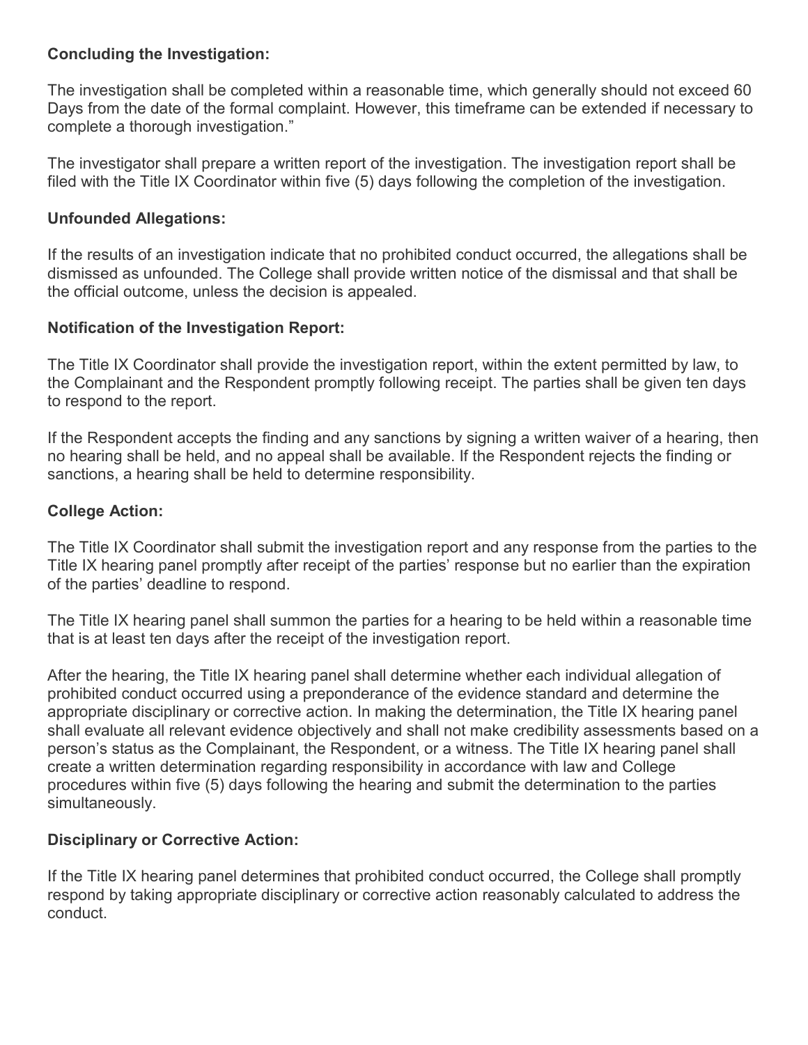**Concluding the Investigation:**

The investigation shall be completed within a reasonable time, which generally should not exceed 60 Days from the date of the formal complaint. However, this timeframe can be extended if necessary to complete a thorough investigation."

The investigator shall prepare a written report of the investigation. The investigation report shall be filed with the Title IX Coordinator within five (5) days following the completion of the investigation.

**Unfounded Allegations:**

If the results of an investigation indicate that no prohibited conduct occurred, the allegations shall be dismissed as unfounded. The College shall provide written notice of the dismissal and that shall be the official outcome, unless the decision is appealed.

**Notification of the Investigation Report:**

The Title IX Coordinator shall provide the investigation report, within the extent permitted by law, to the Complainant and the Respondent promptly following receipt. The parties shall be given ten days to respond to the report.

If the Respondent accepts the finding and any sanctions by signing a written waiver of a hearing, then no hearing shall be held, and no appeal shall be available. If the Respondent rejects the finding or sanctions, a hearing shall be held to determine responsibility.

**College Action:**

The Title IX Coordinator shall submit the investigation report and any response from the parties to the Title IX hearing panel promptly after receipt of the parties' response but no earlier than the expiration of the parties' deadline to respond.

The Title IX hearing panel shall summon the parties for a hearing to be held within a reasonable time that is at least ten days after the receipt of the investigation report.

After the hearing, the Title IX hearing panel shall determine whether each individual allegation of prohibited conduct occurred using a preponderance of the evidence standard and determine the appropriate disciplinary or corrective action. In making the determination, the Title IX hearing panel shall evaluate all relevant evidence objectively and shall not make credibility assessments based on a person's status as the Complainant, the Respondent, or a witness. The Title IX hearing panel shall create a written determination regarding responsibility in accordance with law and College procedures within five (5) days following the hearing and submit the determination to the parties simultaneously.

**Disciplinary or Corrective Action:**

If the Title IX hearing panel determines that prohibited conduct occurred, the College shall promptly respond by taking appropriate disciplinary or corrective action reasonably calculated to address the conduct.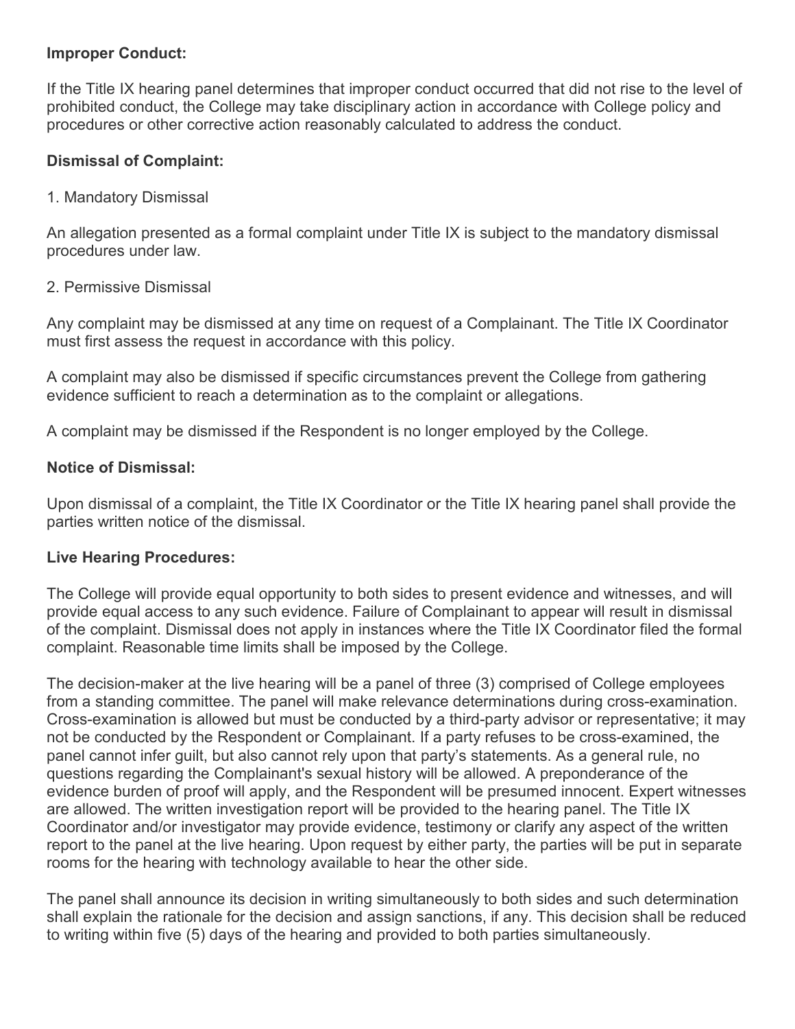**Improper Conduct:**

If the Title IX hearing panel determines that improper conduct occurred that did not rise to the level of prohibited conduct, the College may take disciplinary action in accordance with College policy and procedures or other corrective action reasonably calculated to address the conduct.

**Dismissal of Complaint:**

1. Mandatory Dismissal

An allegation presented as a formal complaint under Title IX is subject to the mandatory dismissal procedures under law.

2. Permissive Dismissal

Any complaint may be dismissed at any time on request of a Complainant. The Title IX Coordinator must first assess the request in accordance with this policy.

A complaint may also be dismissed if specific circumstances prevent the College from gathering evidence sufficient to reach a determination as to the complaint or allegations.

A complaint may be dismissed if the Respondent is no longer employed by the College.

**Notice of Dismissal:**

Upon dismissal of a complaint, the Title IX Coordinator or the Title IX hearing panel shall provide the parties written notice of the dismissal.

**Live Hearing Procedures:**

The College will provide equal opportunity to both sides to present evidence and witnesses, and will provide equal access to any such evidence. Failure of Complainant to appear will result in dismissal of the complaint. Dismissal does not apply in instances where the Title IX Coordinator filed the formal complaint. Reasonable time limits shall be imposed by the College.

The decision-maker at the live hearing will be a panel of three (3) comprised of College employees from a standing committee. The panel will make relevance determinations during cross-examination. Cross-examination is allowed but must be conducted by a third-party advisor or representative; it may not be conducted by the Respondent or Complainant. If a party refuses to be cross-examined, the panel cannot infer guilt, but also cannot rely upon that party's statements. As a general rule, no questions regarding the Complainant's sexual history will be allowed. A preponderance of the evidence burden of proof will apply, and the Respondent will be presumed innocent. Expert witnesses are allowed. The written investigation report will be provided to the hearing panel. The Title IX Coordinator and/or investigator may provide evidence, testimony or clarify any aspect of the written report to the panel at the live hearing. Upon request by either party, the parties will be put in separate rooms for the hearing with technology available to hear the other side.

The panel shall announce its decision in writing simultaneously to both sides and such determination shall explain the rationale for the decision and assign sanctions, if any. This decision shall be reduced to writing within five (5) days of the hearing and provided to both parties simultaneously.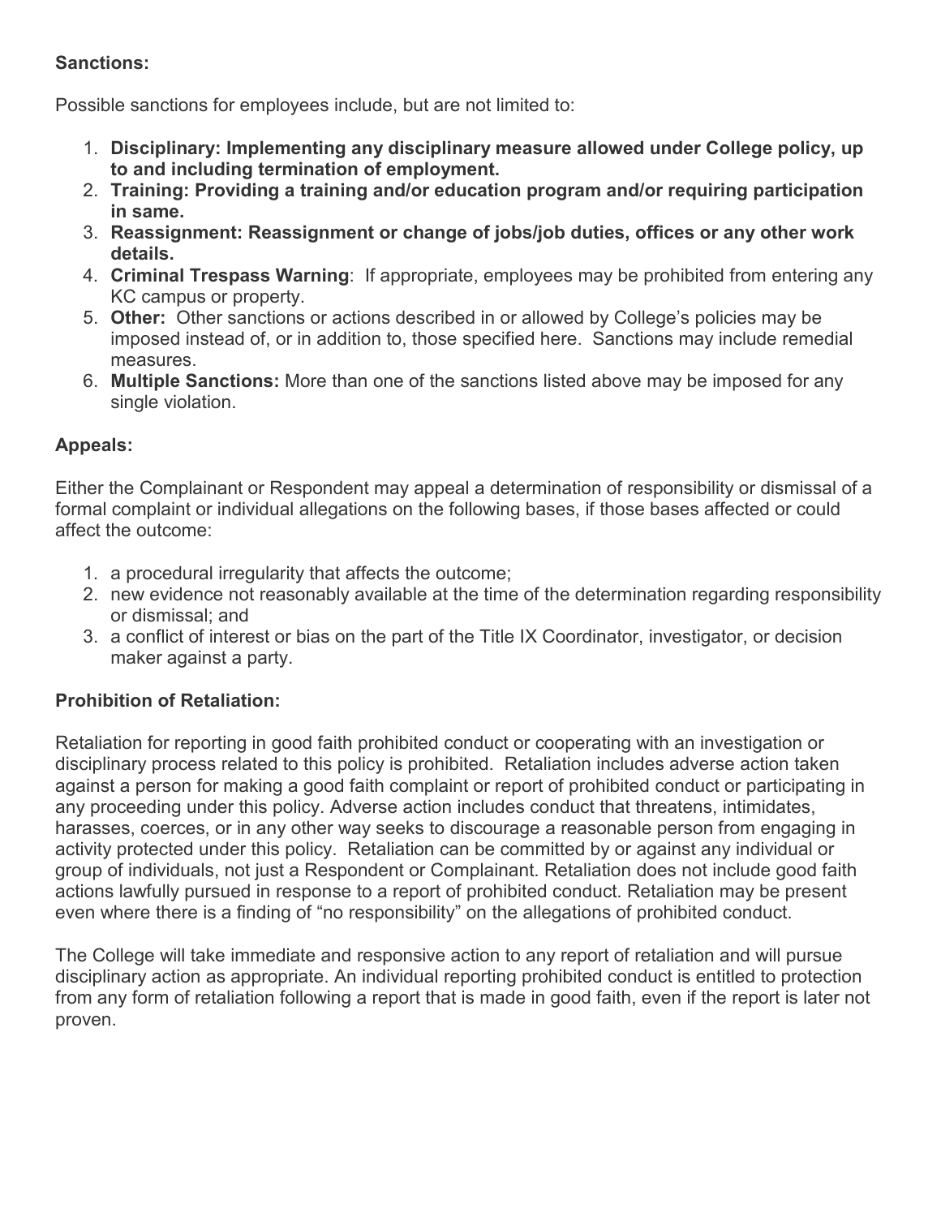**Sanctions:**

Possible sanctions for employees include, but are not limited to:

1. **Disciplinary: Implementing any disciplinary measure allowed under College policy, up to and including termination of employment.**
2. **Training: Providing a training and/or education program and/or requiring participation in same.**
3. **Reassignment: Reassignment or change of jobs/job duties, offices or any other work details.**
4. **Criminal Trespass Warning**: If appropriate, employees may be prohibited from entering any KC campus or property.
5. **Other:** Other sanctions or actions described in or allowed by College's policies may be imposed instead of, or in addition to, those specified here. Sanctions may include remedial measures.
6. **Multiple Sanctions:** More than one of the sanctions listed above may be imposed for any single violation.

**Appeals:**

Either the Complainant or Respondent may appeal a determination of responsibility or dismissal of a formal complaint or individual allegations on the following bases, if those bases affected or could affect the outcome:

1. a procedural irregularity that affects the outcome;
2. new evidence not reasonably available at the time of the determination regarding responsibility or dismissal; and
3. a conflict of interest or bias on the part of the Title IX Coordinator, investigator, or decision maker against a party.

**Prohibition of Retaliation:**

Retaliation for reporting in good faith prohibited conduct or cooperating with an investigation or disciplinary process related to this policy is prohibited. Retaliation includes adverse action taken against a person for making a good faith complaint or report of prohibited conduct or participating in any proceeding under this policy. Adverse action includes conduct that threatens, intimidates, harasses, coerces, or in any other way seeks to discourage a reasonable person from engaging in activity protected under this policy. Retaliation can be committed by or against any individual or group of individuals, not just a Respondent or Complainant. Retaliation does not include good faith actions lawfully pursued in response to a report of prohibited conduct. Retaliation may be present even where there is a finding of "no responsibility" on the allegations of prohibited conduct.

The College will take immediate and responsive action to any report of retaliation and will pursue disciplinary action as appropriate. An individual reporting prohibited conduct is entitled to protection from any form of retaliation following a report that is made in good faith, even if the report is later not proven.